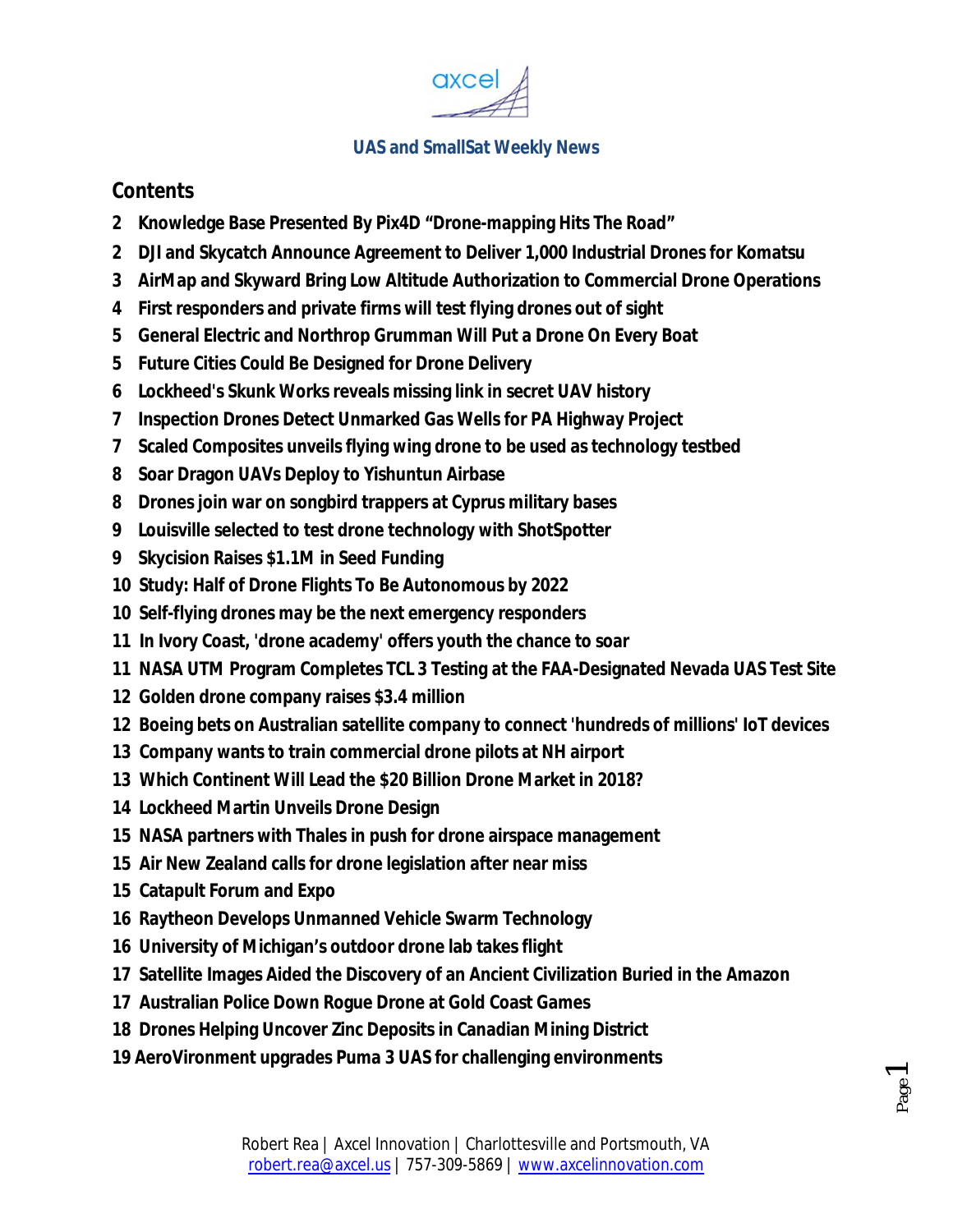axcel

## UAS and SmallSat Weekly News

## Contents

2 Knowledge Base Presented By Pix4D “Drone-mapping Hits The Road”
2 DJI and Skycatch Announce Agreement to Deliver 1,000 Industrial Drones for Komatsu
3 AirMap and Skyward Bring Low Altitude Authorization to Commercial Drone Operations
4 First responders and private firms will test flying drones out of sight
5 General Electric and Northrop Grumman Will Put a Drone On Every Boat
5 Future Cities Could Be Designed for Drone Delivery
6 Lockheed's Skunk Works reveals missing link in secret UAV history
7 Inspection Drones Detect Unmarked Gas Wells for PA Highway Project
7 Scaled Composites unveils flying wing drone to be used as technology testbed
8 Soar Dragon UAVs Deploy to Yishuntun Airbase
8 Drones join war on songbird trappers at Cyprus military bases
9 Louisville selected to test drone technology with ShotSpotter
9 Skycision Raises $1.1M in Seed Funding
10 Study: Half of Drone Flights To Be Autonomous by 2022
10 Self-flying drones may be the next emergency responders
11 In Ivory Coast, 'drone academy' offers youth the chance to soar
11 NASA UTM Program Completes TCL 3 Testing at the FAA-Designated Nevada UAS Test Site
12 Golden drone company raises $3.4 million
12 Boeing bets on Australian satellite company to connect 'hundreds of millions' IoT devices
13 Company wants to train commercial drone pilots at NH airport
13 Which Continent Will Lead the $20 Billion Drone Market in 2018?
14 Lockheed Martin Unveils Drone Design
15 NASA partners with Thales in push for drone airspace management
15 Air New Zealand calls for drone legislation after near miss
15 Catapult Forum and Expo
16 Raytheon Develops Unmanned Vehicle Swarm Technology
16 University of Michigan’s outdoor drone lab takes flight
17 Satellite Images Aided the Discovery of an Ancient Civilization Buried in the Amazon
17 Australian Police Down Rogue Drone at Gold Coast Games
18 Drones Helping Uncover Zinc Deposits in Canadian Mining District
19 AeroVironment upgrades Puma 3 UAS for challenging environments

Robert Rea | Axcel Innovation | Charlottesville and Portsmouth, VA
robert.rea@axcel.us | 757-309-5869 | www.axcelinnovation.com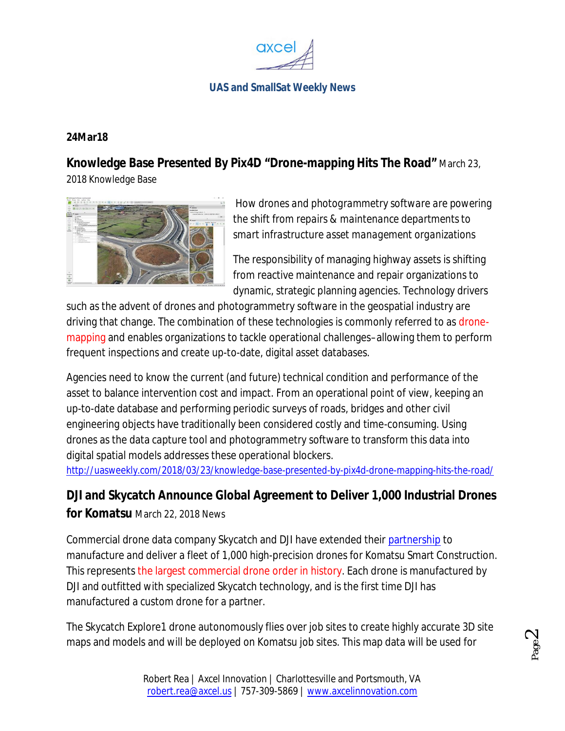**24Mar18**

## Knowledge Base Presented By Pix4D "Drone-mapping Hits The Road" March 23, 2018 Knowledge Base

*How drones and photogrammetry software are powering the shift from repairs & maintenance departments to smart infrastructure asset management organizations*

The responsibility of managing highway assets is shifting from reactive maintenance and repair organizations to dynamic, strategic planning agencies. Technology drivers such as the advent of drones and photogrammetry software in the geospatial industry are driving that change. The combination of these technologies is commonly referred to as drone-mapping and enables organizations to tackle operational challenges–allowing them to perform frequent inspections and create up-to-date, digital asset databases.

Agencies need to know the current (and future) technical condition and performance of the asset to balance intervention cost and impact. From an operational point of view, keeping an up-to-date database and performing periodic surveys of roads, bridges and other civil engineering objects have traditionally been considered costly and time-consuming. Using drones as the data capture tool and photogrammetry software to transform this data into digital spatial models addresses these operational blockers.
http://uasweekly.com/2018/03/23/knowledge-base-presented-by-pix4d-drone-mapping-hits-the-road/

## DJI and Skycatch Announce Global Agreement to Deliver 1,000 Industrial Drones for Komatsu March 22, 2018 News

Commercial drone data company Skycatch and DJI have extended their partnership to manufacture and deliver a fleet of 1,000 high-precision drones for Komatsu Smart Construction. This represents the largest commercial drone order in history. Each drone is manufactured by DJI and outfitted with specialized Skycatch technology, and is the first time DJI has manufactured a custom drone for a partner.

The Skycatch Explore1 drone autonomously flies over job sites to create highly accurate 3D site maps and models and will be deployed on Komatsu job sites. This map data will be used for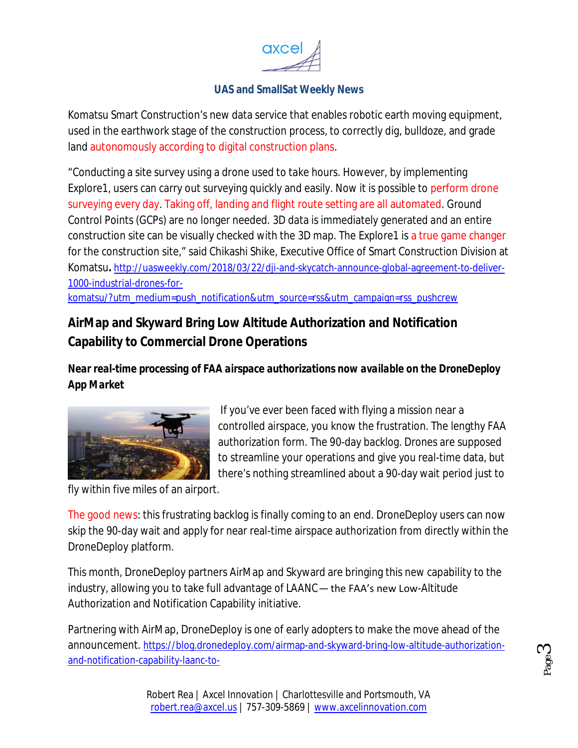Komatsu Smart Construction's new data service that enables robotic earth moving equipment, used in the earthwork stage of the construction process, to correctly dig, bulldoze, and grade land autonomously according to digital construction plans.

"Conducting a site survey using a drone used to take hours. However, by implementing Explore1, users can carry out surveying quickly and easily. Now it is possible to perform drone surveying every day. Taking off, landing and flight route setting are all automated. Ground Control Points (GCPs) are no longer needed. 3D data is immediately generated and an entire construction site can be visually checked with the 3D map. The Explore1 is a true game changer for the construction site," said Chikashi Shike, Executive Office of Smart Construction Division at Komatsu**.** http://uasweekly.com/2018/03/22/dji-and-skycatch-announce-global-agreement-to-deliver-1000-industrial-drones-for-komatsu/?utm_medium=push_notification&utm_source=rss&utm_campaign=rss_pushcrew

## AirMap and Skyward Bring Low Altitude Authorization and Notification Capability to Commercial Drone Operations

***Near real-time processing of FAA airspace authorizations now available on the DroneDeploy App Market***

If you've ever been faced with flying a mission near a controlled airspace, you know the frustration. The lengthy FAA authorization form. The 90-day backlog. Drones are supposed to streamline your operations and give you real-time data, but there's nothing streamlined about a 90-day wait period just to fly within five miles of an airport.

The good news: this frustrating backlog is finally coming to an end. DroneDeploy users can now skip the 90-day wait and apply for near real-time airspace authorization from directly within the DroneDeploy platform.

This month, DroneDeploy partners AirMap and Skyward are bringing this new capability to the industry, allowing you to take full advantage of LAANC — the FAA's new Low-Altitude Authorization and Notification Capability initiative.

Partnering with AirMap, DroneDeploy is one of early adopters to make the move ahead of the announcement. https://blog.dronedeploy.com/airmap-and-skyward-bring-low-altitude-authorization-and-notification-capability-laanc-to-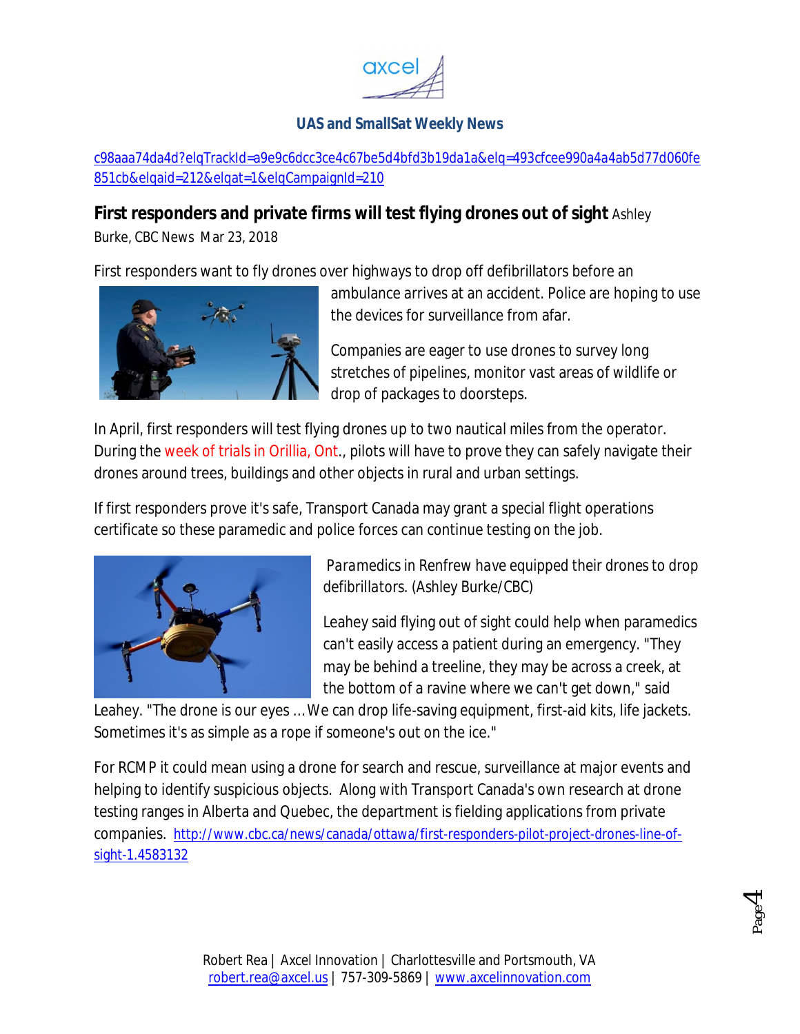[c98aaa74da4d?elqTrackId=a9e9c6dcc3ce4c67be5d4bfd3b19da1a&elq=493cfcee990a4a4ab5d77d060fe851cb&elqaid=212&elqat=1&elqCampaignId=210](c98aaa74da4d?elqTrackId=a9e9c6dcc3ce4c67be5d4bfd3b19da1a&elq=493cfcee990a4a4ab5d77d060fe851cb&elqaid=212&elqat=1&elqCampaignId=210)

**First responders and private firms will test flying drones out of sight** Ashley Burke, CBC News Mar 23, 2018

First responders want to fly drones over highways to drop off defibrillators before an ambulance arrives at an accident. Police are hoping to use the devices for surveillance from afar.

Companies are eager to use drones to survey long stretches of pipelines, monitor vast areas of wildlife or drop of packages to doorsteps.

In April, first responders will test flying drones up to two nautical miles from the operator. During the week of trials in Orillia, Ont., pilots will have to prove they can safely navigate their drones around trees, buildings and other objects in rural and urban settings.

If first responders prove it's safe, Transport Canada may grant a special flight operations certificate so these paramedic and police forces can continue testing on the job.

*Paramedics in Renfrew have equipped their drones to drop defibrillators. (Ashley Burke/CBC)*

Leahey said flying out of sight could help when paramedics can't easily access a patient during an emergency. "They may be behind a treeline, they may be across a creek, at the bottom of a ravine where we can't get down," said Leahey. "The drone is our eyes ... We can drop life-saving equipment, first-aid kits, life jackets. Sometimes it's as simple as a rope if someone's out on the ice."

For RCMP it could mean using a drone for search and rescue, surveillance at major events and helping to identify suspicious objects. Along with Transport Canada's own research at drone testing ranges in Alberta and Quebec, the department is fielding applications from private companies. [http://www.cbc.ca/news/canada/ottawa/first-responders-pilot-project-drones-line-of-sight-1.4583132](http://www.cbc.ca/news/canada/ottawa/first-responders-pilot-project-drones-line-of-sight-1.4583132)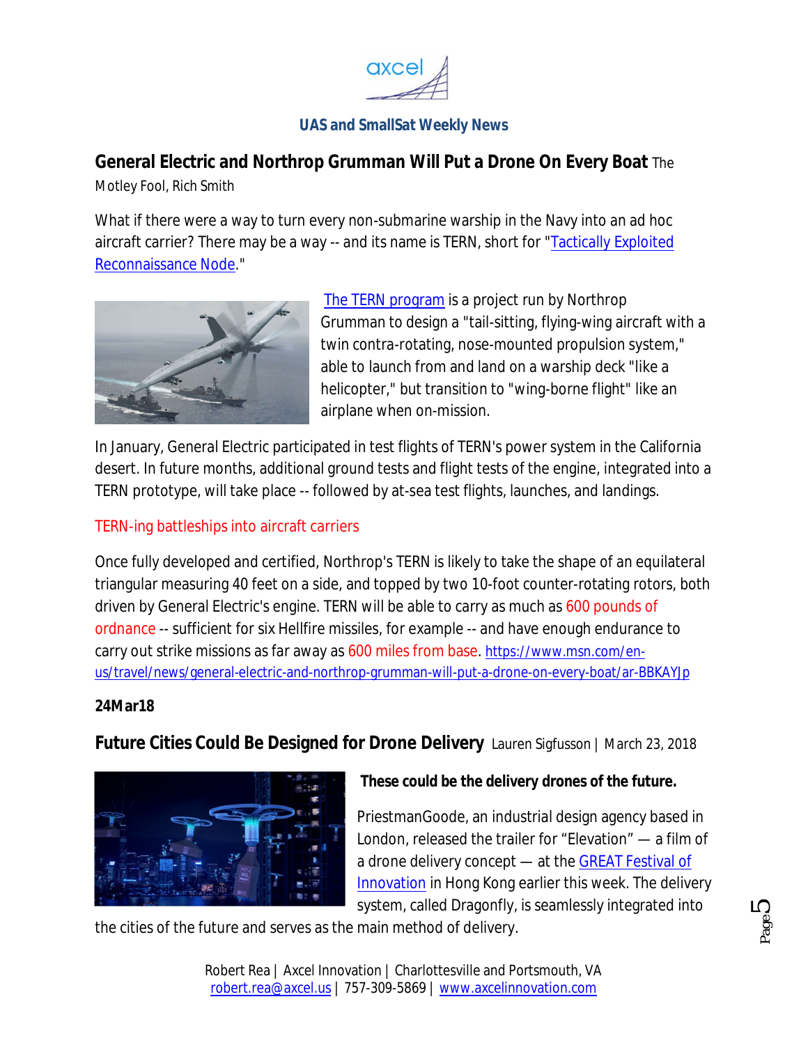**General Electric and Northrop Grumman Will Put a Drone On Every Boat** The Motley Fool, Rich Smith

What if there were a way to turn every non-submarine warship in the Navy into an ad hoc aircraft carrier? There may be a way -- and its name is TERN, short for "Tactically Exploited Reconnaissance Node."

The TERN program is a project run by Northrop Grumman to design a "tail-sitting, flying-wing aircraft with a twin contra-rotating, nose-mounted propulsion system," able to launch from and land on a warship deck "like a helicopter," but transition to "wing-borne flight" like an airplane when on-mission.

In January, General Electric participated in test flights of TERN's power system in the California desert. In future months, additional ground tests and flight tests of the engine, integrated into a TERN prototype, will take place -- followed by at-sea test flights, launches, and landings.

TERN-ing battleships into aircraft carriers

Once fully developed and certified, Northrop's TERN is likely to take the shape of an equilateral triangular measuring 40 feet on a side, and topped by two 10-foot counter-rotating rotors, both driven by General Electric's engine. TERN will be able to carry as much as 600 pounds of ordnance -- sufficient for six Hellfire missiles, for example -- and have enough endurance to carry out strike missions as far away as 600 miles from base. https://www.msn.com/en-us/travel/news/general-electric-and-northrop-grumman-will-put-a-drone-on-every-boat/ar-BBKAYJp

**24Mar18**

**Future Cities Could Be Designed for Drone Delivery** Lauren Sigfusson | March 23, 2018

**These could be the delivery drones of the future.**

PriestmanGoode, an industrial design agency based in London, released the trailer for "Elevation" — a film of a drone delivery concept — at the GREAT Festival of Innovation in Hong Kong earlier this week. The delivery system, called Dragonfly, is seamlessly integrated into the cities of the future and serves as the main method of delivery.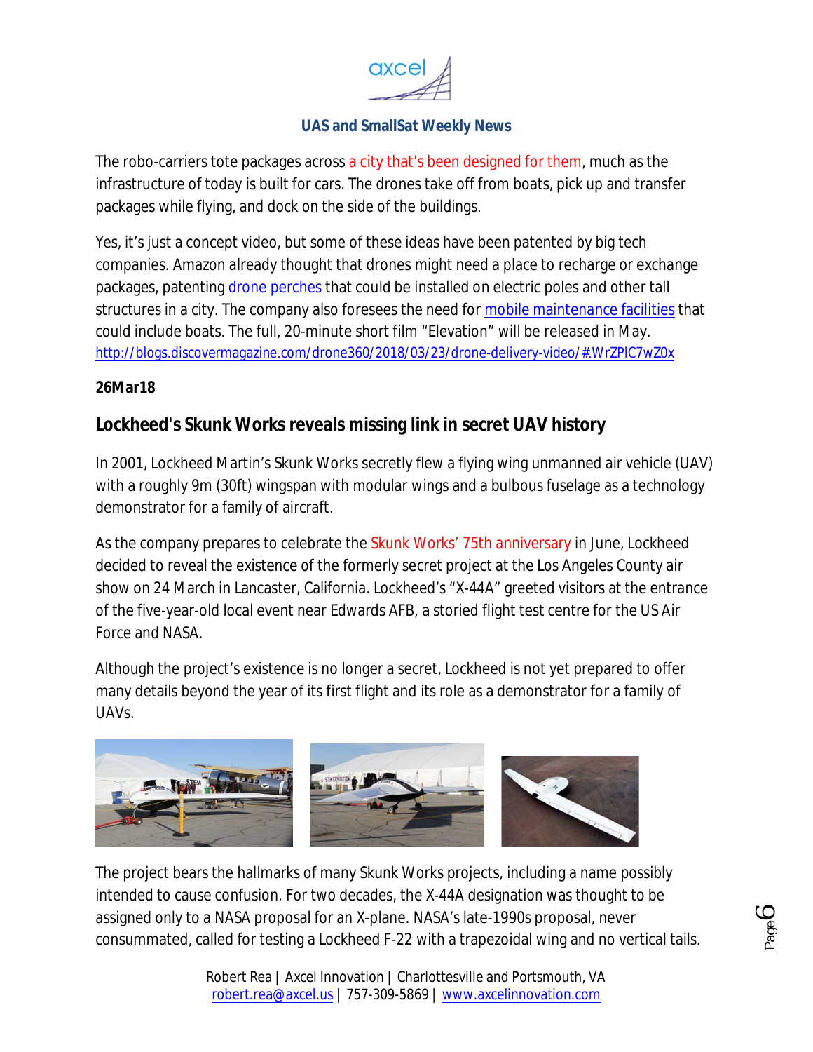The robo-carriers tote packages across a city that's been designed for them, much as the infrastructure of today is built for cars. The drones take off from boats, pick up and transfer packages while flying, and dock on the side of the buildings.

Yes, it's just a concept video, but some of these ideas have been patented by big tech companies. Amazon already thought that drones might need a place to recharge or exchange packages, patenting drone perches that could be installed on electric poles and other tall structures in a city. The company also foresees the need for mobile maintenance facilities that could include boats. The full, 20-minute short film "Elevation" will be released in May. http://blogs.discovermagazine.com/drone360/2018/03/23/drone-delivery-video/#.WrZPlC7wZ0x

**26Mar18**

## Lockheed's Skunk Works reveals missing link in secret UAV history

In 2001, Lockheed Martin's Skunk Works secretly flew a flying wing unmanned air vehicle (UAV) with a roughly 9m (30ft) wingspan with modular wings and a bulbous fuselage as a technology demonstrator for a family of aircraft.

As the company prepares to celebrate the Skunk Works' 75th anniversary in June, Lockheed decided to reveal the existence of the formerly secret project at the Los Angeles County air show on 24 March in Lancaster, California. Lockheed's "X-44A" greeted visitors at the entrance of the five-year-old local event near Edwards AFB, a storied flight test centre for the US Air Force and NASA.

Although the project's existence is no longer a secret, Lockheed is not yet prepared to offer many details beyond the year of its first flight and its role as a demonstrator for a family of UAVs.

The project bears the hallmarks of many Skunk Works projects, including a name possibly intended to cause confusion. For two decades, the X-44A designation was thought to be assigned only to a NASA proposal for an X-plane. NASA's late-1990s proposal, never consummated, called for testing a Lockheed F-22 with a trapezoidal wing and no vertical tails.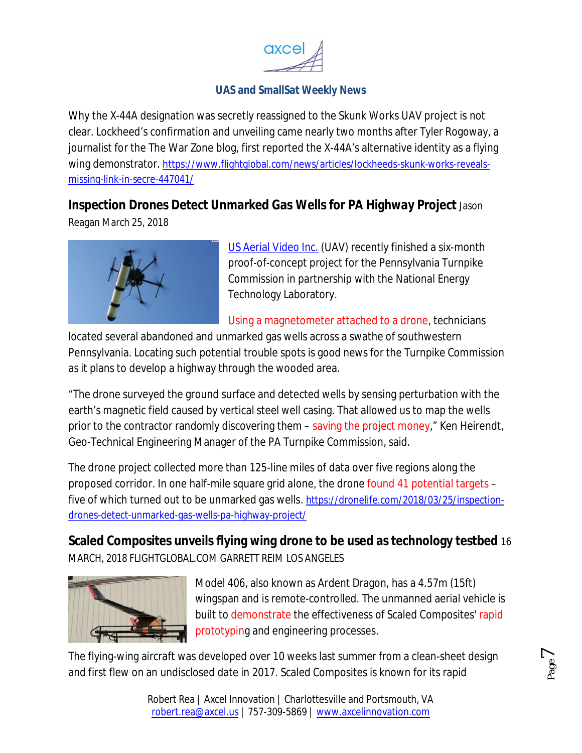Why the X-44A designation was secretly reassigned to the Skunk Works UAV project is not clear. Lockheed's confirmation and unveiling came nearly two months after Tyler Rogoway, a journalist for the The War Zone blog, first reported the X-44A's alternative identity as a flying wing demonstrator. https://www.flightglobal.com/news/articles/lockheeds-skunk-works-reveals-missing-link-in-secre-447041/

**Inspection Drones Detect Unmarked Gas Wells for PA Highway Project** Jason Reagan March 25, 2018

US Aerial Video Inc. (UAV) recently finished a six-month proof-of-concept project for the Pennsylvania Turnpike Commission in partnership with the National Energy Technology Laboratory.

Using a magnetometer attached to a drone, technicians located several abandoned and unmarked gas wells across a swathe of southwestern Pennsylvania. Locating such potential trouble spots is good news for the Turnpike Commission as it plans to develop a highway through the wooded area.

"The drone surveyed the ground surface and detected wells by sensing perturbation with the earth's magnetic field caused by vertical steel well casing. That allowed us to map the wells prior to the contractor randomly discovering them – saving the project money," Ken Heirendt, Geo-Technical Engineering Manager of the PA Turnpike Commission, said.

The drone project collected more than 125-line miles of data over five regions along the proposed corridor. In one half-mile square grid alone, the drone found 41 potential targets – five of which turned out to be unmarked gas wells. https://dronelife.com/2018/03/25/inspection-drones-detect-unmarked-gas-wells-pa-highway-project/

**Scaled Composites unveils flying wing drone to be used as technology testbed** 16 MARCH, 2018 FLIGHTGLOBAL.COM GARRETT REIM LOS ANGELES

Model 406, also known as Ardent Dragon, has a 4.57m (15ft) wingspan and is remote-controlled. The unmanned aerial vehicle is built to demonstrate the effectiveness of Scaled Composites' rapid prototyping and engineering processes.

The flying-wing aircraft was developed over 10 weeks last summer from a clean-sheet design and first flew on an undisclosed date in 2017. Scaled Composites is known for its rapid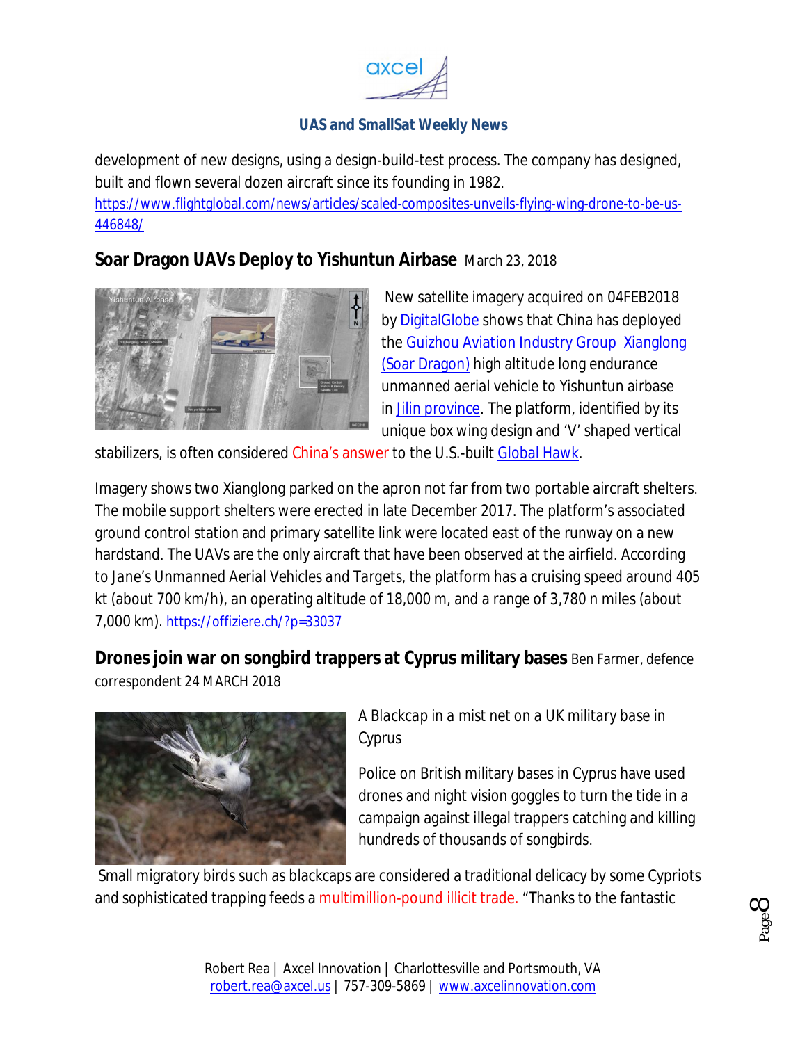development of new designs, using a design-build-test process. The company has designed, built and flown several dozen aircraft since its founding in 1982.
https://www.flightglobal.com/news/articles/scaled-composites-unveils-flying-wing-drone-to-be-us-446848/

## Soar Dragon UAVs Deploy to Yishuntun Airbase

March 23, 2018

New satellite imagery acquired on 04FEB2018 by DigitalGlobe shows that China has deployed the Guizhou Aviation Industry Group Xianglong (Soar Dragon) high altitude long endurance unmanned aerial vehicle to Yishuntun airbase in Jilin province. The platform, identified by its unique box wing design and 'V' shaped vertical stabilizers, is often considered China's answer to the U.S.-built Global Hawk.

Imagery shows two Xianglong parked on the apron not far from two portable aircraft shelters. The mobile support shelters were erected in late December 2017. The platform's associated ground control station and primary satellite link were located east of the runway on a new hardstand. The UAVs are the only aircraft that have been observed at the airfield. According to *Jane's Unmanned Aerial Vehicles and Targets*, the platform has a cruising speed around 405 kt (about 700 km/h), an operating altitude of 18,000 m, and a range of 3,780 n miles (about 7,000 km). https://offiziere.ch/?p=33037

## Drones join war on songbird trappers at Cyprus military bases

Ben Farmer, defence correspondent 24 MARCH 2018

A Blackcap in a mist net on a UK military base in Cyprus

Police on British military bases in Cyprus have used drones and night vision goggles to turn the tide in a campaign against illegal trappers catching and killing hundreds of thousands of songbirds.

Small migratory birds such as blackcaps are considered a traditional delicacy by some Cypriots and sophisticated trapping feeds a multimillion-pound illicit trade. "Thanks to the fantastic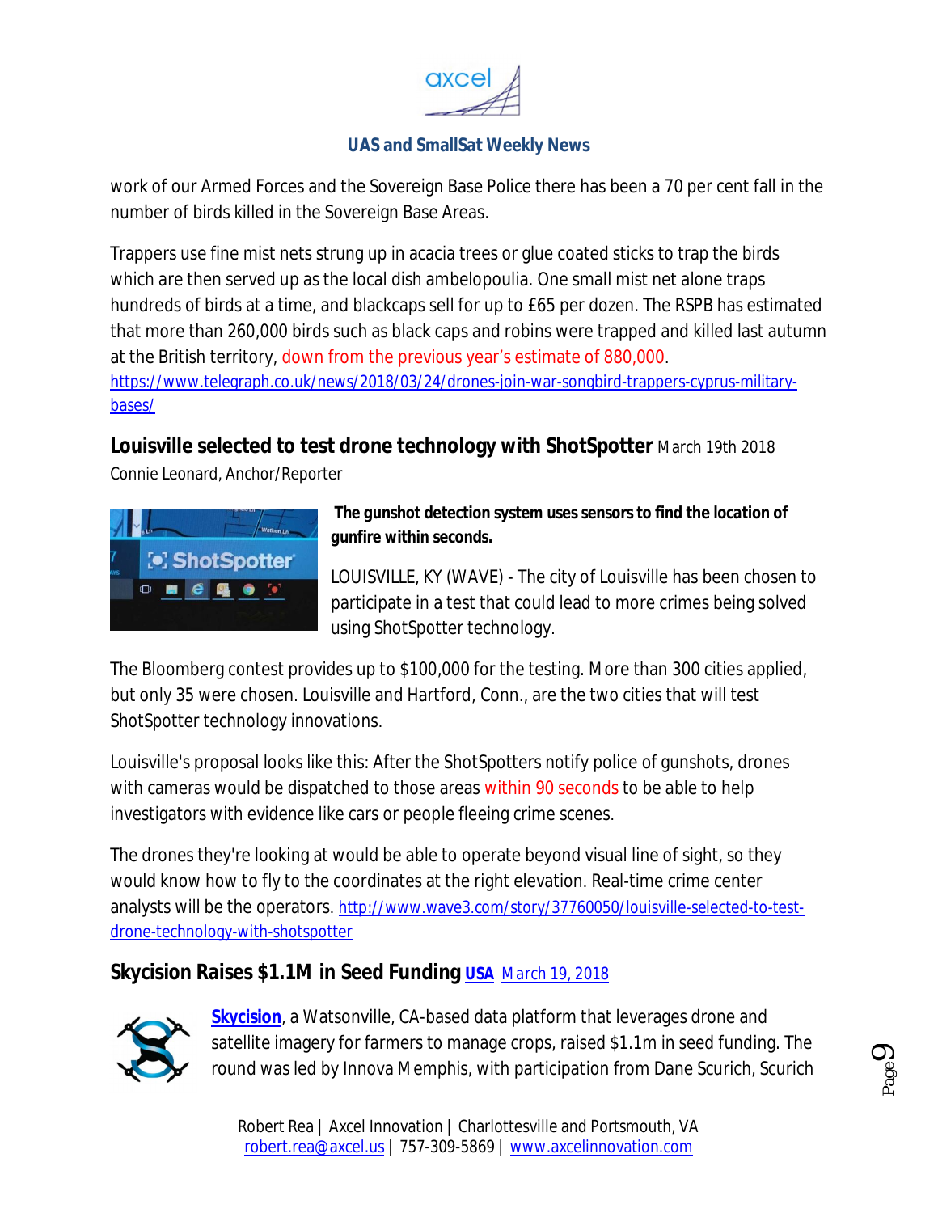work of our Armed Forces and the Sovereign Base Police there has been a 70 per cent fall in the number of birds killed in the Sovereign Base Areas.

Trappers use fine mist nets strung up in acacia trees or glue coated sticks to trap the birds which are then served up as the local dish ambelopoulia. One small mist net alone traps hundreds of birds at a time, and blackcaps sell for up to £65 per dozen. The RSPB has estimated that more than 260,000 birds such as black caps and robins were trapped and killed last autumn at the British territory, down from the previous year's estimate of 880,000.
https://www.telegraph.co.uk/news/2018/03/24/drones-join-war-songbird-trappers-cyprus-military-bases/

## Louisville selected to test drone technology with ShotSpotter March 19th 2018

Connie Leonard, Anchor/Reporter

**The gunshot detection system uses sensors to find the location of gunfire within seconds.**

LOUISVILLE, KY (WAVE) - The city of Louisville has been chosen to participate in a test that could lead to more crimes being solved using ShotSpotter technology.

The Bloomberg contest provides up to $100,000 for the testing. More than 300 cities applied, but only 35 were chosen. Louisville and Hartford, Conn., are the two cities that will test ShotSpotter technology innovations.

Louisville's proposal looks like this: After the ShotSpotters notify police of gunshots, drones with cameras would be dispatched to those areas within 90 seconds to be able to help investigators with evidence like cars or people fleeing crime scenes.

The drones they're looking at would be able to operate beyond visual line of sight, so they would know how to fly to the coordinates at the right elevation. Real-time crime center analysts will be the operators. http://www.wave3.com/story/37760050/louisville-selected-to-test-drone-technology-with-shotspotter

## Skycision Raises $1.1M in Seed Funding USA March 19, 2018

**Skycision**, a Watsonville, CA-based data platform that leverages drone and satellite imagery for farmers to manage crops, raised $1.1m in seed funding. The round was led by Innova Memphis, with participation from Dane Scurich, Scurich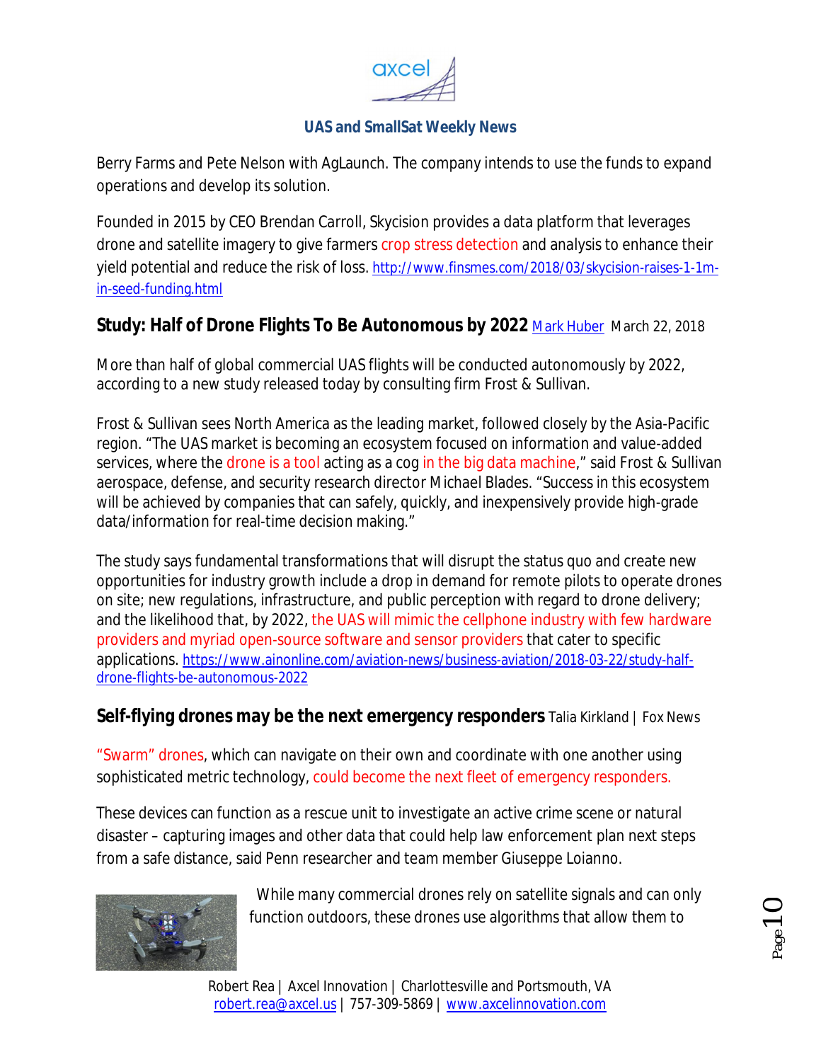Berry Farms and Pete Nelson with AgLaunch. The company intends to use the funds to expand operations and develop its solution.

Founded in 2015 by CEO Brendan Carroll, Skycision provides a data platform that leverages drone and satellite imagery to give farmers crop stress detection and analysis to enhance their yield potential and reduce the risk of loss. http://www.finsmes.com/2018/03/skycision-raises-1-1m-in-seed-funding.html

## Study: Half of Drone Flights To Be Autonomous by 2022 Mark Huber March 22, 2018

More than half of global commercial UAS flights will be conducted autonomously by 2022, according to a new study released today by consulting firm Frost & Sullivan.

Frost & Sullivan sees North America as the leading market, followed closely by the Asia-Pacific region. "The UAS market is becoming an ecosystem focused on information and value-added services, where the drone is a tool acting as a cog in the big data machine," said Frost & Sullivan aerospace, defense, and security research director Michael Blades. "Success in this ecosystem will be achieved by companies that can safely, quickly, and inexpensively provide high-grade data/information for real-time decision making."

The study says fundamental transformations that will disrupt the status quo and create new opportunities for industry growth include a drop in demand for remote pilots to operate drones on site; new regulations, infrastructure, and public perception with regard to drone delivery; and the likelihood that, by 2022, the UAS will mimic the cellphone industry with few hardware providers and myriad open-source software and sensor providers that cater to specific applications. https://www.ainonline.com/aviation-news/business-aviation/2018-03-22/study-half-drone-flights-be-autonomous-2022

## Self-flying drones may be the next emergency responders Talia Kirkland | Fox News

"Swarm" drones, which can navigate on their own and coordinate with one another using sophisticated metric technology, could become the next fleet of emergency responders.

These devices can function as a rescue unit to investigate an active crime scene or natural disaster – capturing images and other data that could help law enforcement plan next steps from a safe distance, said Penn researcher and team member Giuseppe Loianno.

While many commercial drones rely on satellite signals and can only function outdoors, these drones use algorithms that allow them to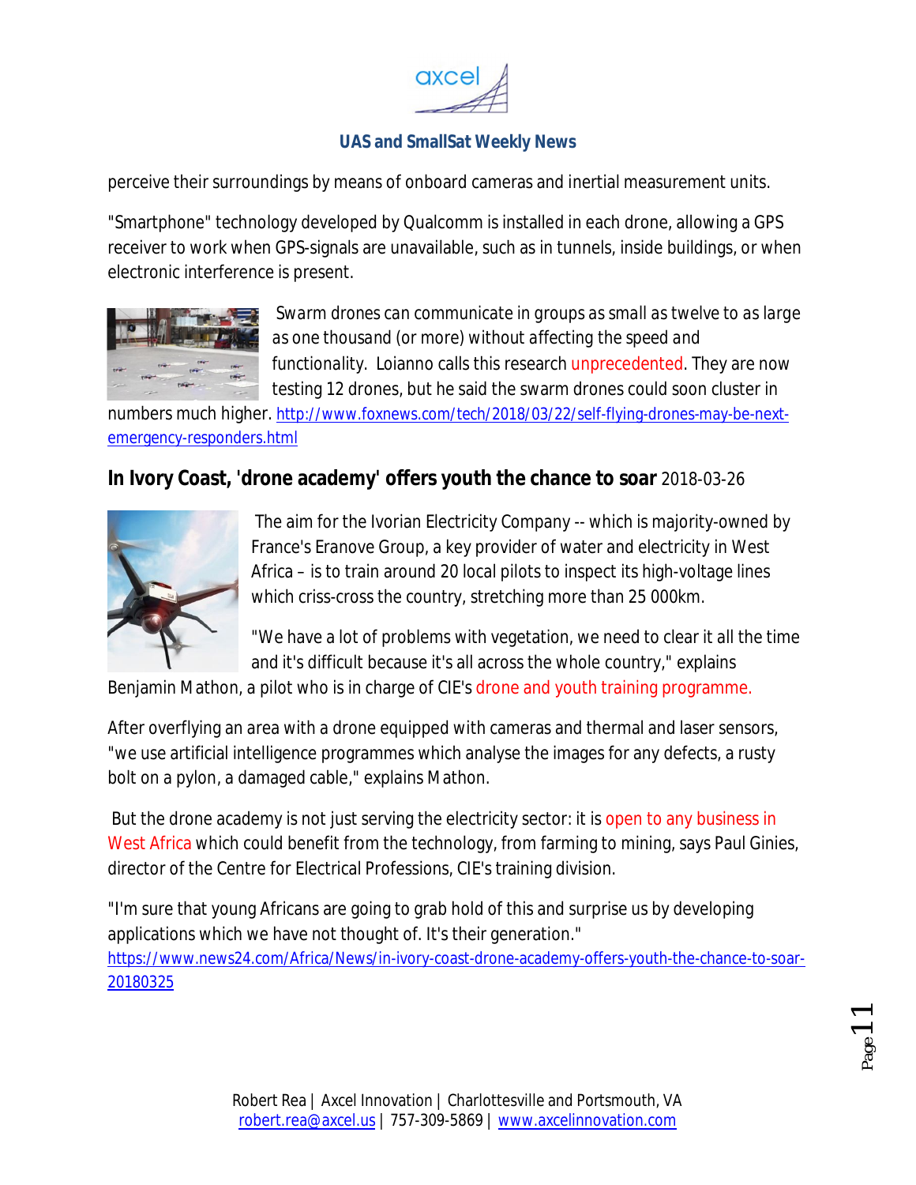perceive their surroundings by means of onboard cameras and inertial measurement units.

"Smartphone" technology developed by Qualcomm is installed in each drone, allowing a GPS receiver to work when GPS-signals are unavailable, such as in tunnels, inside buildings, or when electronic interference is present.

*Swarm drones can communicate in groups as small as twelve to as large as one thousand (or more) without affecting the speed and functionality.* Loianno calls this research unprecedented. They are now testing 12 drones, but he said the swarm drones could soon cluster in numbers much higher. http://www.foxnews.com/tech/2018/03/22/self-flying-drones-may-be-next-emergency-responders.html

## In Ivory Coast, 'drone academy' offers youth the chance to soar 2018-03-26

The aim for the Ivorian Electricity Company -- which is majority-owned by France's Eranove Group, a key provider of water and electricity in West Africa – is to train around 20 local pilots to inspect its high-voltage lines which criss-cross the country, stretching more than 25 000km.

"We have a lot of problems with vegetation, we need to clear it all the time and it's difficult because it's all across the whole country," explains Benjamin Mathon, a pilot who is in charge of CIE's drone and youth training programme.

After overflying an area with a drone equipped with cameras and thermal and laser sensors, "we use artificial intelligence programmes which analyse the images for any defects, a rusty bolt on a pylon, a damaged cable," explains Mathon.

But the drone academy is not just serving the electricity sector: it is open to any business in West Africa which could benefit from the technology, from farming to mining, says Paul Ginies, director of the Centre for Electrical Professions, CIE's training division.

"I'm sure that young Africans are going to grab hold of this and surprise us by developing applications which we have not thought of. It's their generation."
https://www.news24.com/Africa/News/in-ivory-coast-drone-academy-offers-youth-the-chance-to-soar-20180325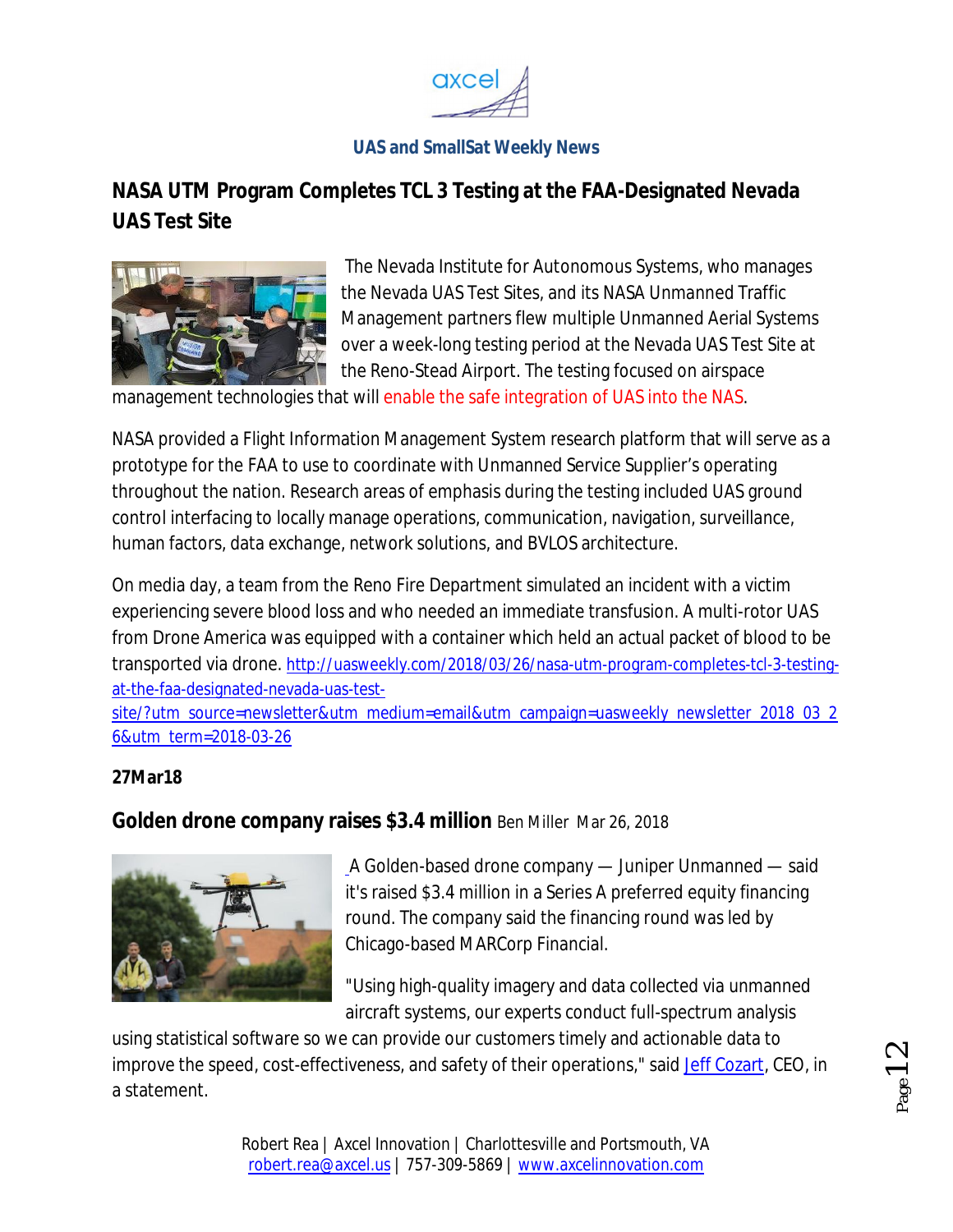## NASA UTM Program Completes TCL 3 Testing at the FAA-Designated Nevada UAS Test Site

The Nevada Institute for Autonomous Systems, who manages the Nevada UAS Test Sites, and its NASA Unmanned Traffic Management partners flew multiple Unmanned Aerial Systems over a week-long testing period at the Nevada UAS Test Site at the Reno-Stead Airport. The testing focused on airspace management technologies that will enable the safe integration of UAS into the NAS.

NASA provided a Flight Information Management System research platform that will serve as a prototype for the FAA to use to coordinate with Unmanned Service Supplier's operating throughout the nation. Research areas of emphasis during the testing included UAS ground control interfacing to locally manage operations, communication, navigation, surveillance, human factors, data exchange, network solutions, and BVLOS architecture.

On media day, a team from the Reno Fire Department simulated an incident with a victim experiencing severe blood loss and who needed an immediate transfusion. A multi-rotor UAS from Drone America was equipped with a container which held an actual packet of blood to be transported via drone. http://uasweekly.com/2018/03/26/nasa-utm-program-completes-tcl-3-testing-at-the-faa-designated-nevada-uas-test-site/?utm_source=newsletter&utm_medium=email&utm_campaign=uasweekly_newsletter_2018_03_26&utm_term=2018-03-26

**27Mar18**

## Golden drone company raises $3.4 million Ben Miller Mar 26, 2018

A Golden-based drone company — Juniper Unmanned — said it's raised $3.4 million in a Series A preferred equity financing round. The company said the financing round was led by Chicago-based MARCorp Financial.

"Using high-quality imagery and data collected via unmanned aircraft systems, our experts conduct full-spectrum analysis using statistical software so we can provide our customers timely and actionable data to improve the speed, cost-effectiveness, and safety of their operations," said Jeff Cozart, CEO, in a statement.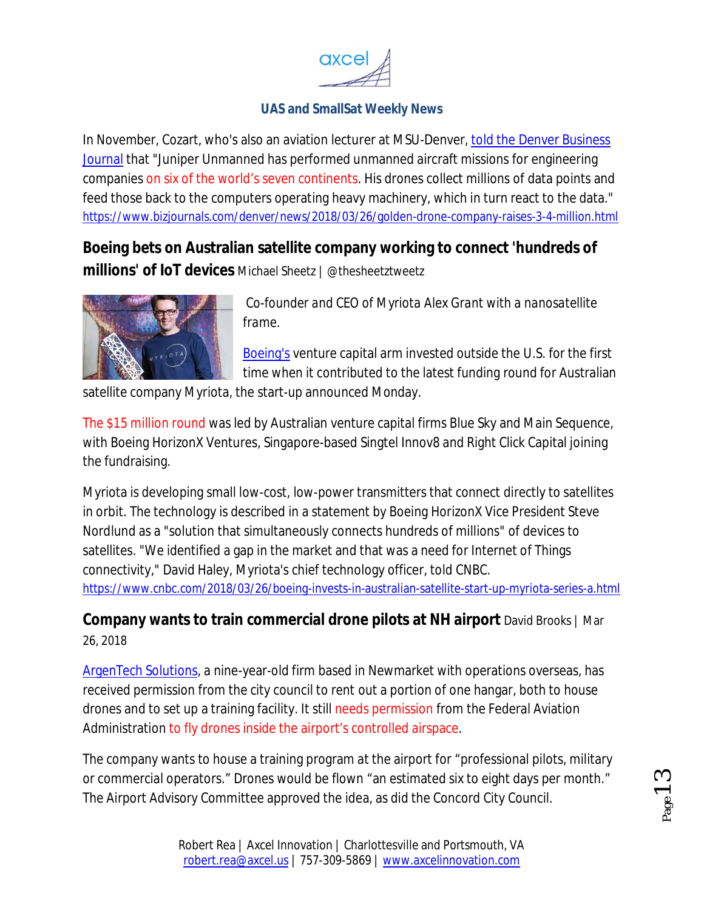In November, Cozart, who's also an aviation lecturer at MSU-Denver, told the Denver Business Journal that "Juniper Unmanned has performed unmanned aircraft missions for engineering companies on six of the world's seven continents. His drones collect millions of data points and feed those back to the computers operating heavy machinery, which in turn react to the data."
https://www.bizjournals.com/denver/news/2018/03/26/golden-drone-company-raises-3-4-million.html

## Boeing bets on Australian satellite company working to connect 'hundreds of millions' of IoT devices

Michael Sheetz | @thesheetztweetz

Co-founder and CEO of Myriota Alex Grant with a nanosatellite frame.

Boeing's venture capital arm invested outside the U.S. for the first time when it contributed to the latest funding round for Australian satellite company Myriota, the start-up announced Monday.

The $15 million round was led by Australian venture capital firms Blue Sky and Main Sequence, with Boeing HorizonX Ventures, Singapore-based Singtel Innov8 and Right Click Capital joining the fundraising.

Myriota is developing small low-cost, low-power transmitters that connect directly to satellites in orbit. The technology is described in a statement by Boeing HorizonX Vice President Steve Nordlund as a "solution that simultaneously connects hundreds of millions" of devices to satellites. "We identified a gap in the market and that was a need for Internet of Things connectivity," David Haley, Myriota's chief technology officer, told CNBC.
https://www.cnbc.com/2018/03/26/boeing-invests-in-australian-satellite-start-up-myriota-series-a.html

## Company wants to train commercial drone pilots at NH airport

David Brooks | Mar 26, 2018

ArgenTech Solutions, a nine-year-old firm based in Newmarket with operations overseas, has received permission from the city council to rent out a portion of one hangar, both to house drones and to set up a training facility. It still needs permission from the Federal Aviation Administration to fly drones inside the airport's controlled airspace.

The company wants to house a training program at the airport for "professional pilots, military or commercial operators." Drones would be flown "an estimated six to eight days per month." The Airport Advisory Committee approved the idea, as did the Concord City Council.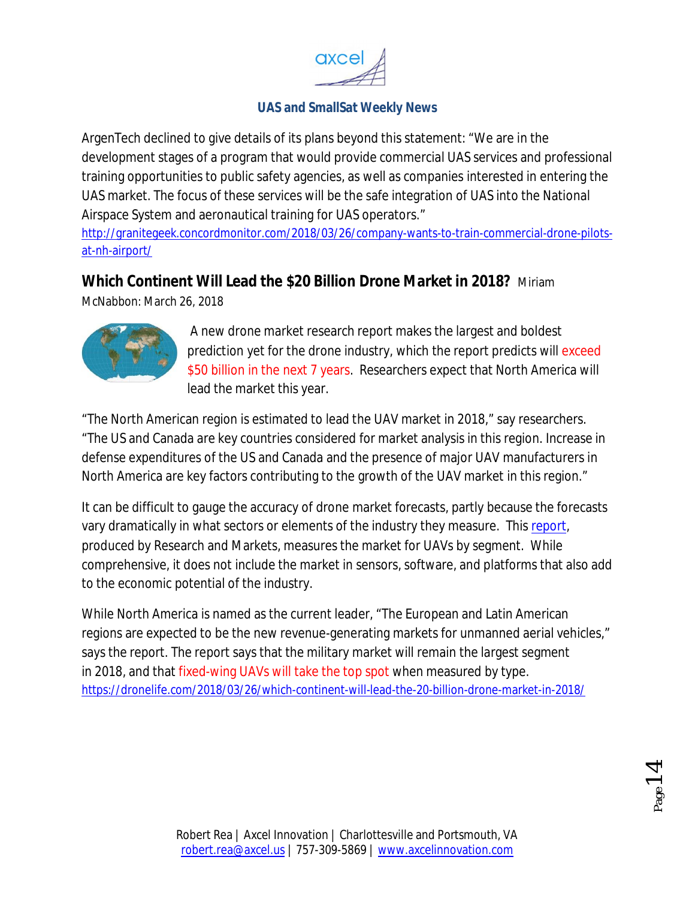ArgenTech declined to give details of its plans beyond this statement: "We are in the development stages of a program that would provide commercial UAS services and professional training opportunities to public safety agencies, as well as companies interested in entering the UAS market. The focus of these services will be the safe integration of UAS into the National Airspace System and aeronautical training for UAS operators."
http://granitegeek.concordmonitor.com/2018/03/26/company-wants-to-train-commercial-drone-pilots-at-nh-airport/

## Which Continent Will Lead the $20 Billion Drone Market in 2018?

Miriam McNabbon: March 26, 2018

A new drone market research report makes the largest and boldest prediction yet for the drone industry, which the report predicts will exceed $50 billion in the next 7 years. Researchers expect that North America will lead the market this year.

"The North American region is estimated to lead the UAV market in 2018," say researchers. "The US and Canada are key countries considered for market analysis in this region. Increase in defense expenditures of the US and Canada and the presence of major UAV manufacturers in North America are key factors contributing to the growth of the UAV market in this region."

It can be difficult to gauge the accuracy of drone market forecasts, partly because the forecasts vary dramatically in what sectors or elements of the industry they measure. This report, produced by Research and Markets, measures the market for UAVs by segment. While comprehensive, it does not include the market in sensors, software, and platforms that also add to the economic potential of the industry.

While North America is named as the current leader, "The European and Latin American regions are expected to be the new revenue-generating markets for unmanned aerial vehicles," says the report. The report says that the military market will remain the largest segment in 2018, and that fixed-wing UAVs will take the top spot when measured by type.
https://dronelife.com/2018/03/26/which-continent-will-lead-the-20-billion-drone-market-in-2018/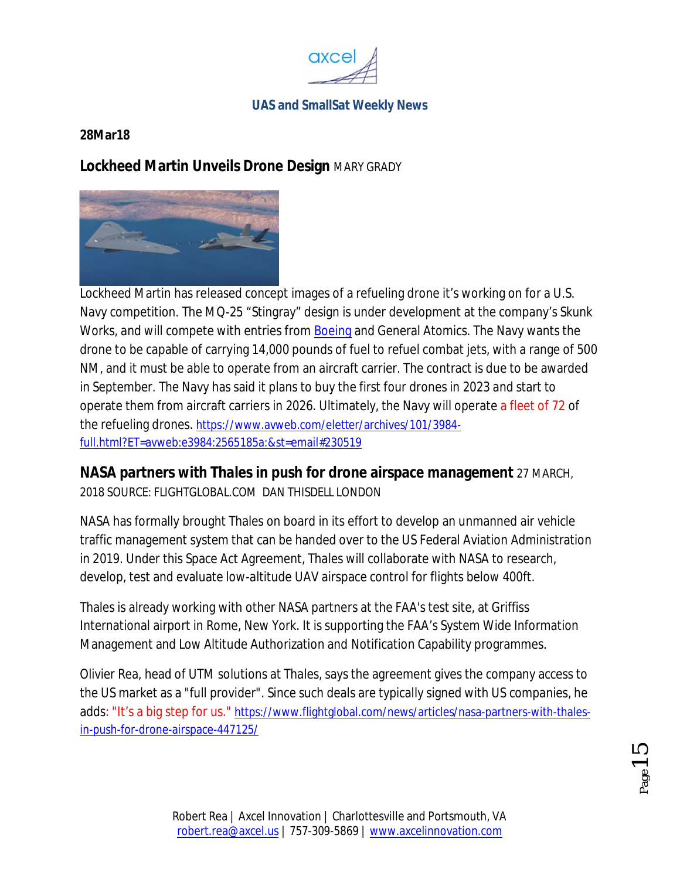**28Mar18**

## Lockheed Martin Unveils Drone Design MARY GRADY

Lockheed Martin has released concept images of a refueling drone it's working on for a U.S. Navy competition. The MQ-25 "Stingray" design is under development at the company's Skunk Works, and will compete with entries from Boeing and General Atomics. The Navy wants the drone to be capable of carrying 14,000 pounds of fuel to refuel combat jets, with a range of 500 NM, and it must be able to operate from an aircraft carrier. The contract is due to be awarded in September. The Navy has said it plans to buy the first four drones in 2023 and start to operate them from aircraft carriers in 2026. Ultimately, the Navy will operate a fleet of 72 of the refueling drones. https://www.avweb.com/eletter/archives/101/3984-full.html?ET=avweb:e3984:2565185a:&st=email#230519

## NASA partners with Thales in push for drone airspace management 27 MARCH, 2018 SOURCE: FLIGHTGLOBAL.COM DAN THISDELL LONDON

NASA has formally brought Thales on board in its effort to develop an unmanned air vehicle traffic management system that can be handed over to the US Federal Aviation Administration in 2019. Under this Space Act Agreement, Thales will collaborate with NASA to research, develop, test and evaluate low-altitude UAV airspace control for flights below 400ft.

Thales is already working with other NASA partners at the FAA's test site, at Griffiss International airport in Rome, New York. It is supporting the FAA's System Wide Information Management and Low Altitude Authorization and Notification Capability programmes.

Olivier Rea, head of UTM solutions at Thales, says the agreement gives the company access to the US market as a "full provider". Since such deals are typically signed with US companies, he adds: "It's a big step for us." https://www.flightglobal.com/news/articles/nasa-partners-with-thales-in-push-for-drone-airspace-447125/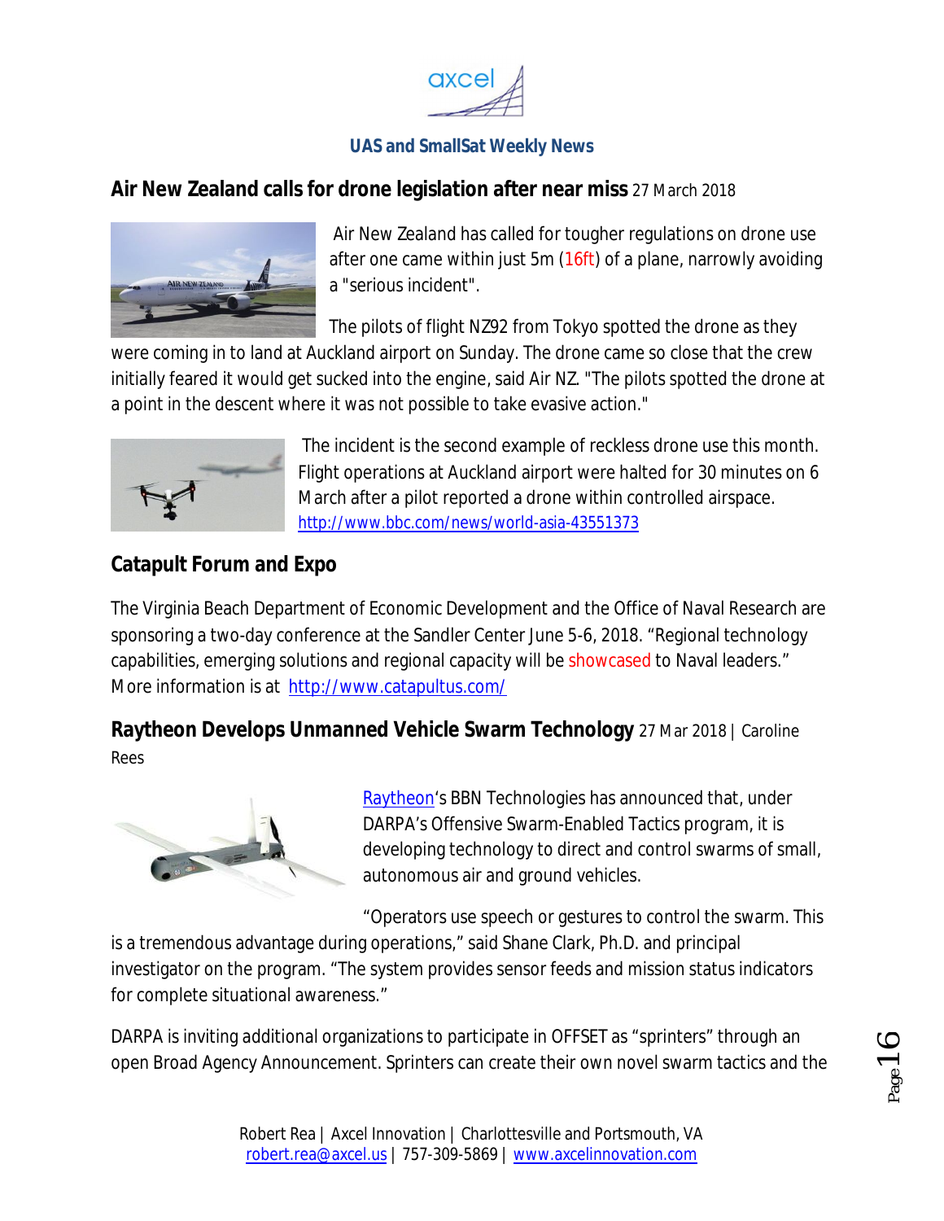UAS and SmallSat Weekly News

## Air New Zealand calls for drone legislation after near miss 27 March 2018

Air New Zealand has called for tougher regulations on drone use after one came within just 5m (16ft) of a plane, narrowly avoiding a "serious incident".

The pilots of flight NZ92 from Tokyo spotted the drone as they were coming in to land at Auckland airport on Sunday. The drone came so close that the crew initially feared it would get sucked into the engine, said Air NZ. "The pilots spotted the drone at a point in the descent where it was not possible to take evasive action."

The incident is the second example of reckless drone use this month. Flight operations at Auckland airport were halted for 30 minutes on 6 March after a pilot reported a drone within controlled airspace. http://www.bbc.com/news/world-asia-43551373

## Catapult Forum and Expo

The Virginia Beach Department of Economic Development and the Office of Naval Research are sponsoring a two-day conference at the Sandler Center June 5-6, 2018. "Regional technology capabilities, emerging solutions and regional capacity will be showcased to Naval leaders." More information is at http://www.catapultus.com/

## Raytheon Develops Unmanned Vehicle Swarm Technology 27 Mar 2018 | Caroline Rees

Raytheon's BBN Technologies has announced that, under DARPA's Offensive Swarm-Enabled Tactics program, it is developing technology to direct and control swarms of small, autonomous air and ground vehicles.

"Operators use speech or gestures to control the swarm. This is a tremendous advantage during operations," said Shane Clark, Ph.D. and principal investigator on the program. "The system provides sensor feeds and mission status indicators for complete situational awareness."

DARPA is inviting additional organizations to participate in OFFSET as "sprinters" through an open Broad Agency Announcement. Sprinters can create their own novel swarm tactics and the

Robert Rea | Axcel Innovation | Charlottesville and Portsmouth, VA
robert.rea@axcel.us | 757-309-5869 | www.axcelinnovation.com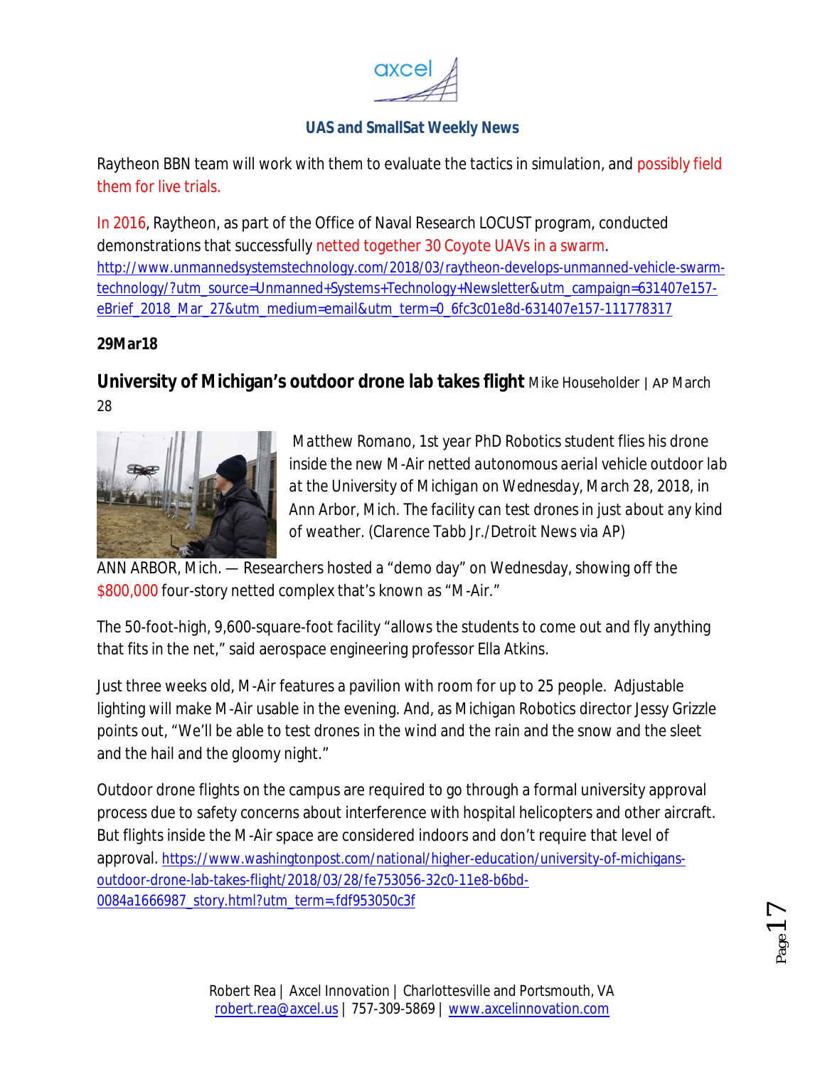Raytheon BBN team will work with them to evaluate the tactics in simulation, and possibly field them for live trials.

In 2016, Raytheon, as part of the Office of Naval Research LOCUST program, conducted demonstrations that successfully netted together 30 Coyote UAVs in a swarm. http://www.unmannedsystemstechnology.com/2018/03/raytheon-develops-unmanned-vehicle-swarm-technology/?utm_source=Unmanned+Systems+Technology+Newsletter&utm_campaign=631407e157-eBrief_2018_Mar_27&utm_medium=email&utm_term=0_6fc3c01e8d-631407e157-111778317

**29Mar18**

**University of Michigan's outdoor drone lab takes flight** Mike Householder | AP March 28

*Matthew Romano, 1st year PhD Robotics student flies his drone inside the new M-Air netted autonomous aerial vehicle outdoor lab at the University of Michigan on Wednesday, March 28, 2018, in Ann Arbor, Mich. The facility can test drones in just about any kind of weather. (Clarence Tabb Jr./Detroit News via AP)*

ANN ARBOR, Mich. — Researchers hosted a "demo day" on Wednesday, showing off the $800,000 four-story netted complex that's known as "M-Air."

The 50-foot-high, 9,600-square-foot facility "allows the students to come out and fly anything that fits in the net," said aerospace engineering professor Ella Atkins.

Just three weeks old, M-Air features a pavilion with room for up to 25 people. Adjustable lighting will make M-Air usable in the evening. And, as Michigan Robotics director Jessy Grizzle points out, "We'll be able to test drones in the wind and the rain and the snow and the sleet and the hail and the gloomy night."

Outdoor drone flights on the campus are required to go through a formal university approval process due to safety concerns about interference with hospital helicopters and other aircraft. But flights inside the M-Air space are considered indoors and don't require that level of approval. https://www.washingtonpost.com/national/higher-education/university-of-michigans-outdoor-drone-lab-takes-flight/2018/03/28/fe753056-32c0-11e8-b6bd-0084a1666987_story.html?utm_term=.fdf953050c3f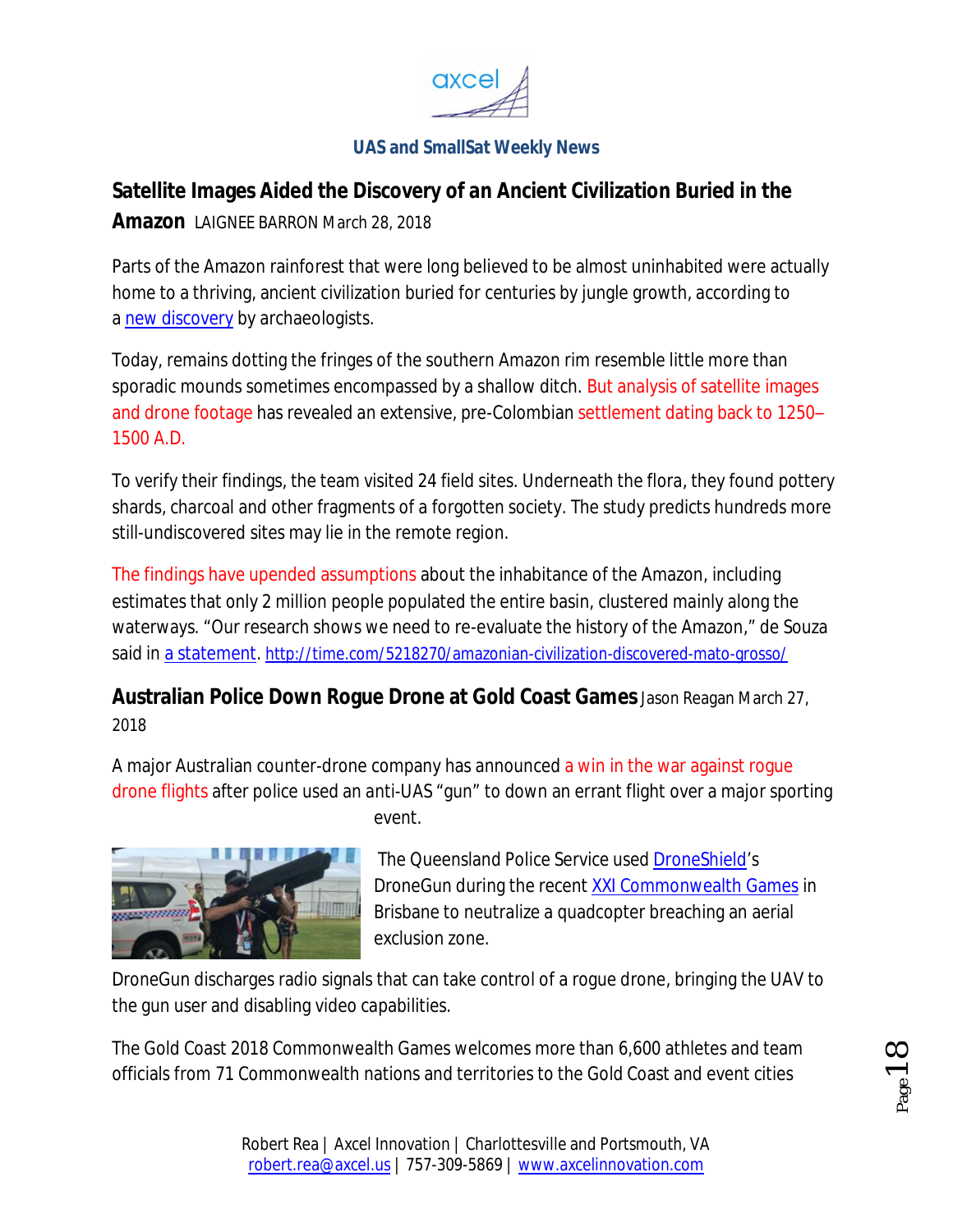## Satellite Images Aided the Discovery of an Ancient Civilization Buried in the Amazon

LAIGNEE BARRON March 28, 2018

Parts of the Amazon rainforest that were long believed to be almost uninhabited were actually home to a thriving, ancient civilization buried for centuries by jungle growth, according to a new discovery by archaeologists.

Today, remains dotting the fringes of the southern Amazon rim resemble little more than sporadic mounds sometimes encompassed by a shallow ditch. But analysis of satellite images and drone footage has revealed an extensive, pre-Colombian settlement dating back to 1250–1500 A.D.

To verify their findings, the team visited 24 field sites. Underneath the flora, they found pottery shards, charcoal and other fragments of a forgotten society. The study predicts hundreds more still-undiscovered sites may lie in the remote region.

The findings have upended assumptions about the inhabitance of the Amazon, including estimates that only 2 million people populated the entire basin, clustered mainly along the waterways. "Our research shows we need to re-evaluate the history of the Amazon," de Souza said in a statement. http://time.com/5218270/amazonian-civilization-discovered-mato-grosso/

## Australian Police Down Rogue Drone at Gold Coast Games

Jason Reagan March 27, 2018

A major Australian counter-drone company has announced a win in the war against rogue drone flights after police used an anti-UAS "gun" to down an errant flight over a major sporting event.

The Queensland Police Service used DroneShield's DroneGun during the recent XXI Commonwealth Games in Brisbane to neutralize a quadcopter breaching an aerial exclusion zone.

DroneGun discharges radio signals that can take control of a rogue drone, bringing the UAV to the gun user and disabling video capabilities.

The Gold Coast 2018 Commonwealth Games welcomes more than 6,600 athletes and team officials from 71 Commonwealth nations and territories to the Gold Coast and event cities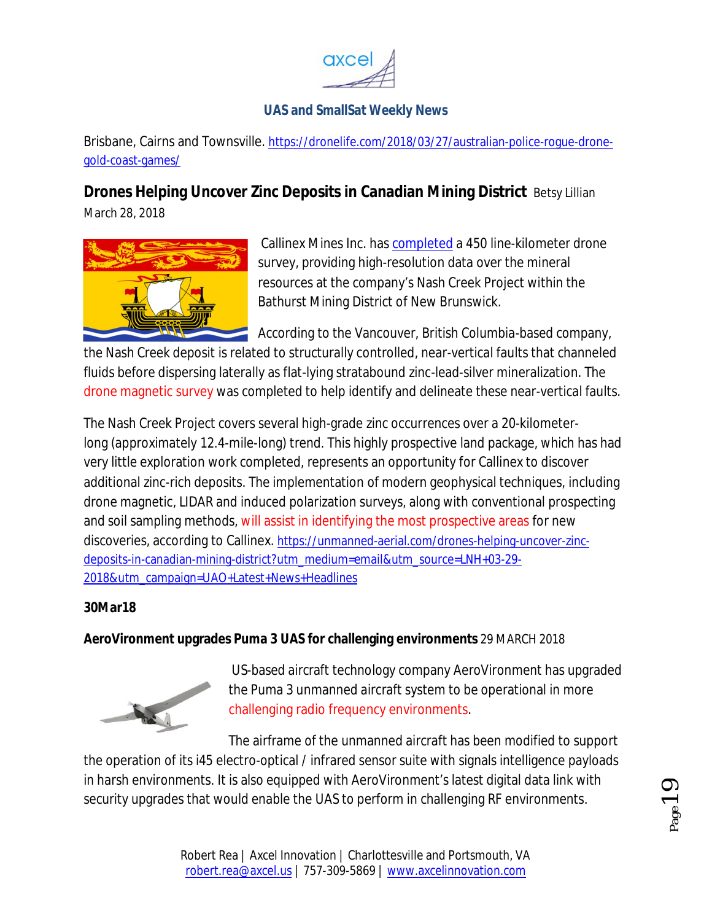Brisbane, Cairns and Townsville. https://dronelife.com/2018/03/27/australian-police-rogue-drone-gold-coast-games/

**Drones Helping Uncover Zinc Deposits in Canadian Mining District** Betsy Lillian
March 28, 2018

Callinex Mines Inc. has completed a 450 line-kilometer drone survey, providing high-resolution data over the mineral resources at the company's Nash Creek Project within the Bathurst Mining District of New Brunswick.

According to the Vancouver, British Columbia-based company, the Nash Creek deposit is related to structurally controlled, near-vertical faults that channeled fluids before dispersing laterally as flat-lying stratabound zinc-lead-silver mineralization. The drone magnetic survey was completed to help identify and delineate these near-vertical faults.

The Nash Creek Project covers several high-grade zinc occurrences over a 20-kilometer-long (approximately 12.4-mile-long) trend. This highly prospective land package, which has had very little exploration work completed, represents an opportunity for Callinex to discover additional zinc-rich deposits. The implementation of modern geophysical techniques, including drone magnetic, LIDAR and induced polarization surveys, along with conventional prospecting and soil sampling methods, will assist in identifying the most prospective areas for new discoveries, according to Callinex. https://unmanned-aerial.com/drones-helping-uncover-zinc-deposits-in-canadian-mining-district?utm_medium=email&utm_source=LNH+03-29-2018&utm_campaign=UAO+Latest+News+Headlines

**30Mar18**

**AeroVironment upgrades Puma 3 UAS for challenging environments** 29 MARCH 2018

US-based aircraft technology company AeroVironment has upgraded the Puma 3 unmanned aircraft system to be operational in more challenging radio frequency environments.

The airframe of the unmanned aircraft has been modified to support the operation of its i45 electro-optical / infrared sensor suite with signals intelligence payloads in harsh environments. It is also equipped with AeroVironment's latest digital data link with security upgrades that would enable the UAS to perform in challenging RF environments.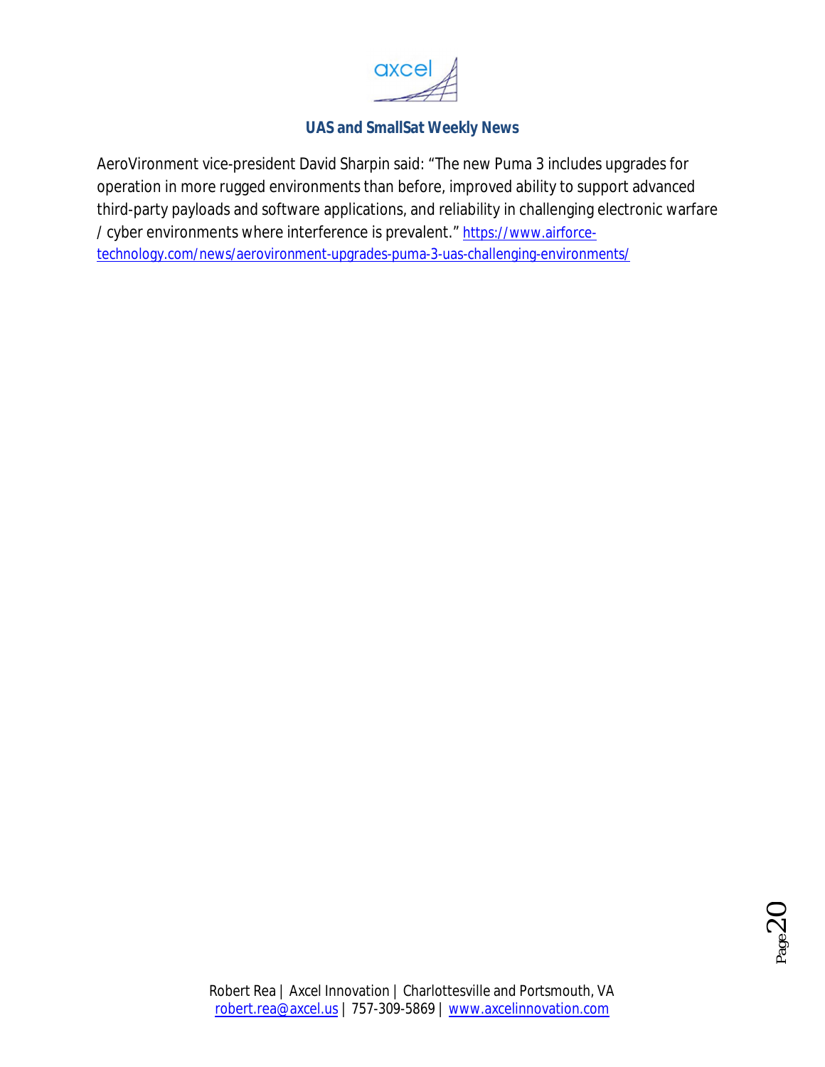AeroVironment vice-president David Sharpin said: "The new Puma 3 includes upgrades for operation in more rugged environments than before, improved ability to support advanced third-party payloads and software applications, and reliability in challenging electronic warfare / cyber environments where interference is prevalent." https://www.airforce-technology.com/news/aerovironment-upgrades-puma-3-uas-challenging-environments/